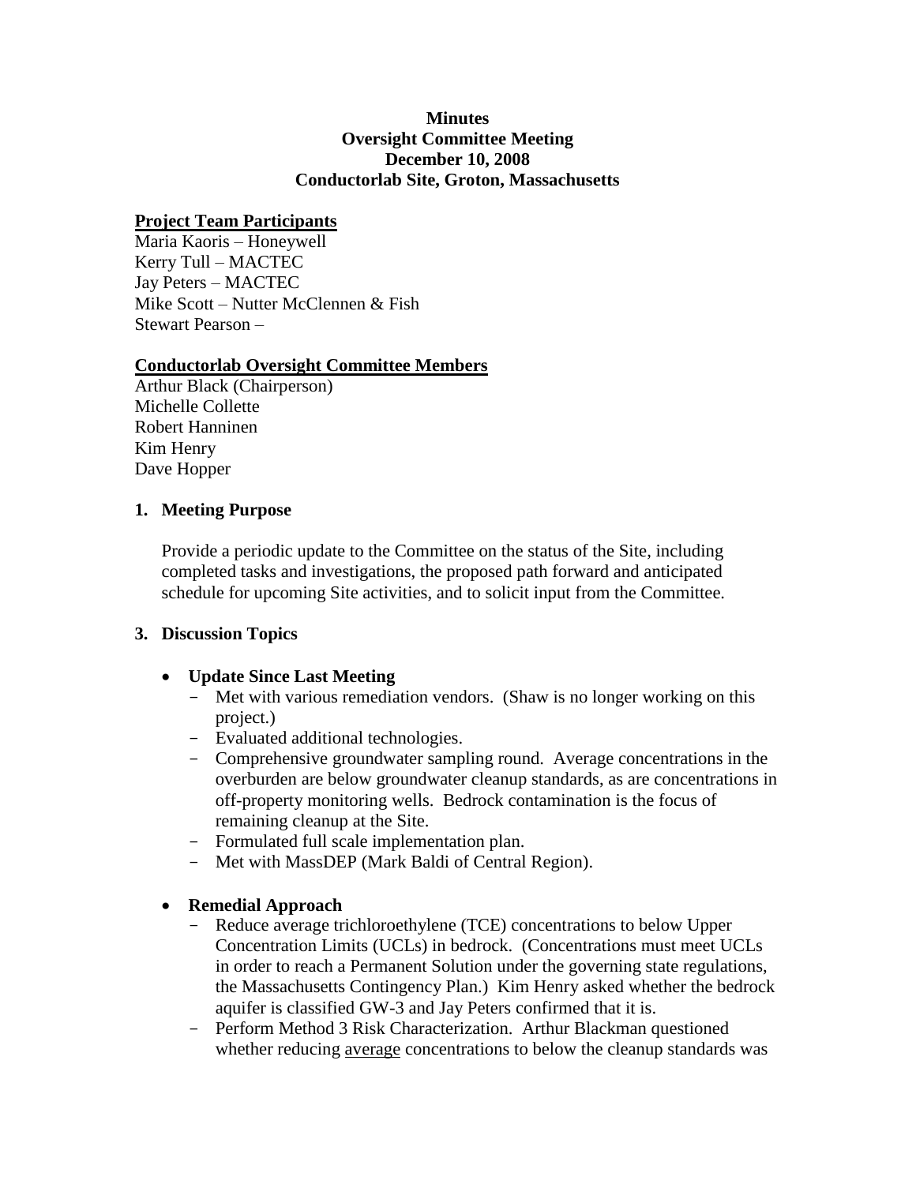**Minutes**
**Oversight Committee Meeting**
**December 10, 2008**
**Conductorlab Site, Groton, Massachusetts**

**Project Team Participants**

Maria Kaoris – Honeywell
Kerry Tull – MACTEC
Jay Peters – MACTEC
Mike Scott – Nutter McClennen & Fish
Stewart Pearson –

**Conductorlab Oversight Committee Members**

Arthur Black (Chairperson)
Michelle Collette
Robert Hanninen
Kim Henry
Dave Hopper

## 1. Meeting Purpose

Provide a periodic update to the Committee on the status of the Site, including completed tasks and investigations, the proposed path forward and anticipated schedule for upcoming Site activities, and to solicit input from the Committee.

## 3. Discussion Topics

- **Update Since Last Meeting**
  - Met with various remediation vendors. (Shaw is no longer working on this project.)
  - Evaluated additional technologies.
  - Comprehensive groundwater sampling round. Average concentrations in the overburden are below groundwater cleanup standards, as are concentrations in off-property monitoring wells. Bedrock contamination is the focus of remaining cleanup at the Site.
  - Formulated full scale implementation plan.
  - Met with MassDEP (Mark Baldi of Central Region).

- **Remedial Approach**
  - Reduce average trichloroethylene (TCE) concentrations to below Upper Concentration Limits (UCLs) in bedrock. (Concentrations must meet UCLs in order to reach a Permanent Solution under the governing state regulations, the Massachusetts Contingency Plan.) Kim Henry asked whether the bedrock aquifer is classified GW-3 and Jay Peters confirmed that it is.
  - Perform Method 3 Risk Characterization. Arthur Blackman questioned whether reducing average concentrations to below the cleanup standards was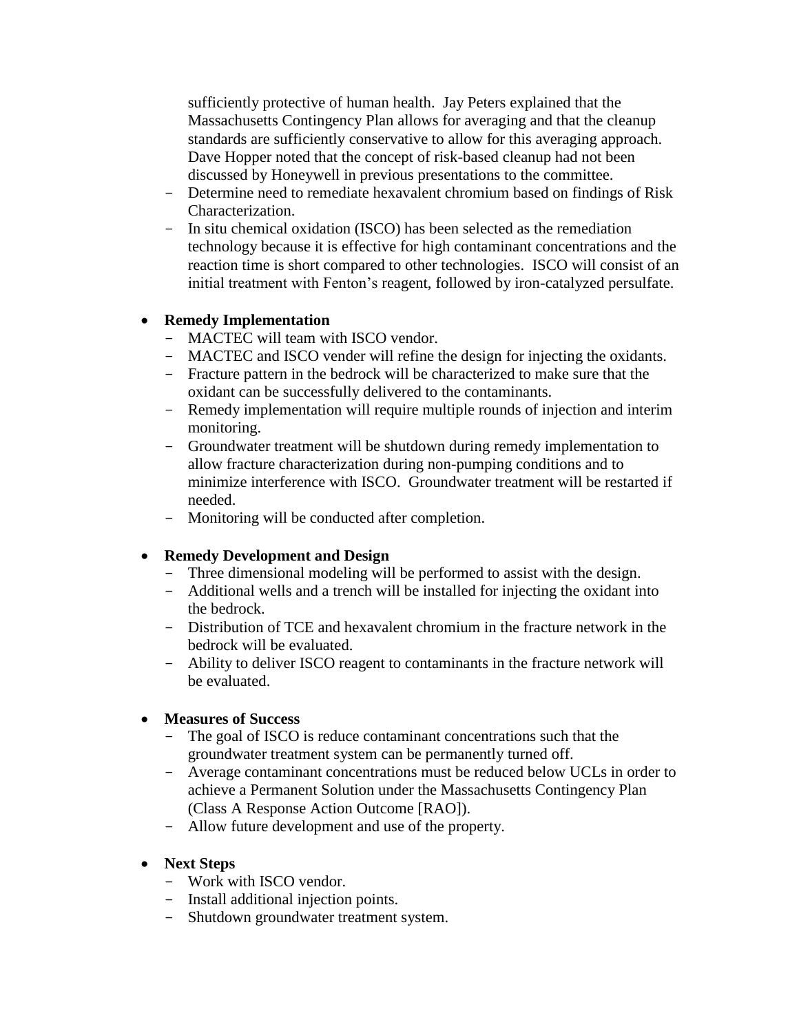sufficiently protective of human health. Jay Peters explained that the Massachusetts Contingency Plan allows for averaging and that the cleanup standards are sufficiently conservative to allow for this averaging approach. Dave Hopper noted that the concept of risk-based cleanup had not been discussed by Honeywell in previous presentations to the committee.
  - Determine need to remediate hexavalent chromium based on findings of Risk Characterization.
  - In situ chemical oxidation (ISCO) has been selected as the remediation technology because it is effective for high contaminant concentrations and the reaction time is short compared to other technologies. ISCO will consist of an initial treatment with Fenton's reagent, followed by iron-catalyzed persulfate.

- **Remedy Implementation**
  - MACTEC will team with ISCO vendor.
  - MACTEC and ISCO vender will refine the design for injecting the oxidants.
  - Fracture pattern in the bedrock will be characterized to make sure that the oxidant can be successfully delivered to the contaminants.
  - Remedy implementation will require multiple rounds of injection and interim monitoring.
  - Groundwater treatment will be shutdown during remedy implementation to allow fracture characterization during non-pumping conditions and to minimize interference with ISCO. Groundwater treatment will be restarted if needed.
  - Monitoring will be conducted after completion.

- **Remedy Development and Design**
  - Three dimensional modeling will be performed to assist with the design.
  - Additional wells and a trench will be installed for injecting the oxidant into the bedrock.
  - Distribution of TCE and hexavalent chromium in the fracture network in the bedrock will be evaluated.
  - Ability to deliver ISCO reagent to contaminants in the fracture network will be evaluated.

- **Measures of Success**
  - The goal of ISCO is reduce contaminant concentrations such that the groundwater treatment system can be permanently turned off.
  - Average contaminant concentrations must be reduced below UCLs in order to achieve a Permanent Solution under the Massachusetts Contingency Plan (Class A Response Action Outcome [RAO]).
  - Allow future development and use of the property.

- **Next Steps**
  - Work with ISCO vendor.
  - Install additional injection points.
  - Shutdown groundwater treatment system.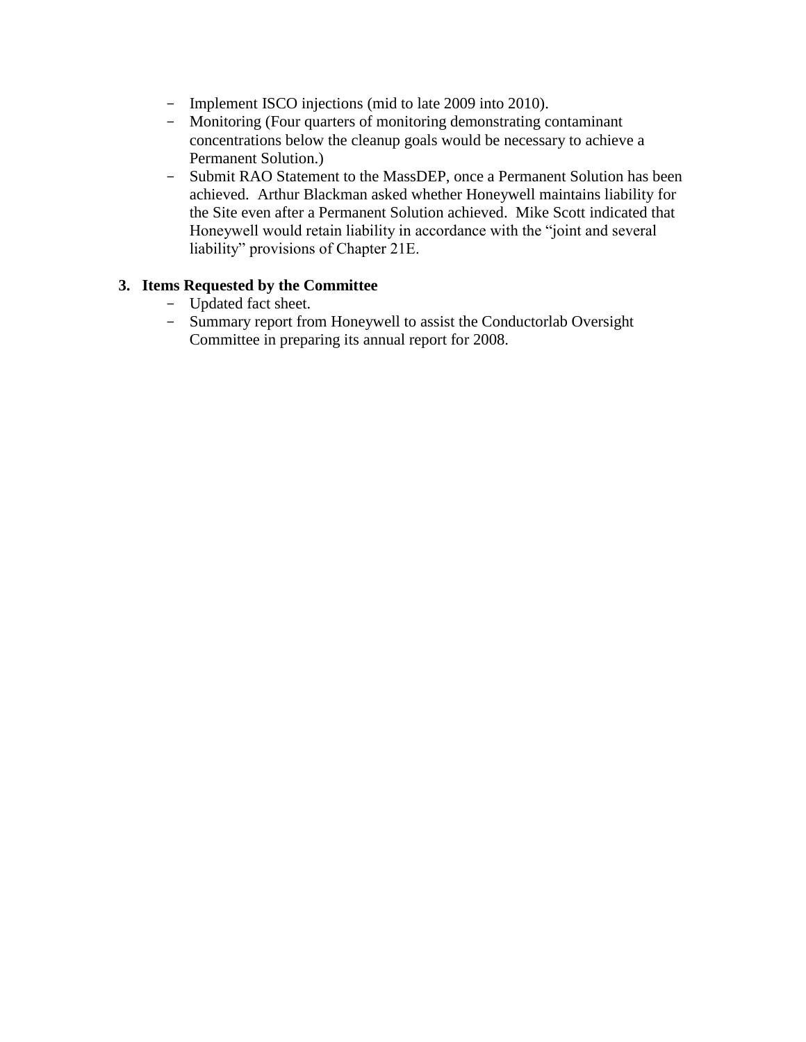- Implement ISCO injections (mid to late 2009 into 2010).
- Monitoring (Four quarters of monitoring demonstrating contaminant concentrations below the cleanup goals would be necessary to achieve a Permanent Solution.)
- Submit RAO Statement to the MassDEP, once a Permanent Solution has been achieved. Arthur Blackman asked whether Honeywell maintains liability for the Site even after a Permanent Solution achieved. Mike Scott indicated that Honeywell would retain liability in accordance with the "joint and several liability" provisions of Chapter 21E.

**3. Items Requested by the Committee**

- Updated fact sheet.
- Summary report from Honeywell to assist the Conductorlab Oversight Committee in preparing its annual report for 2008.